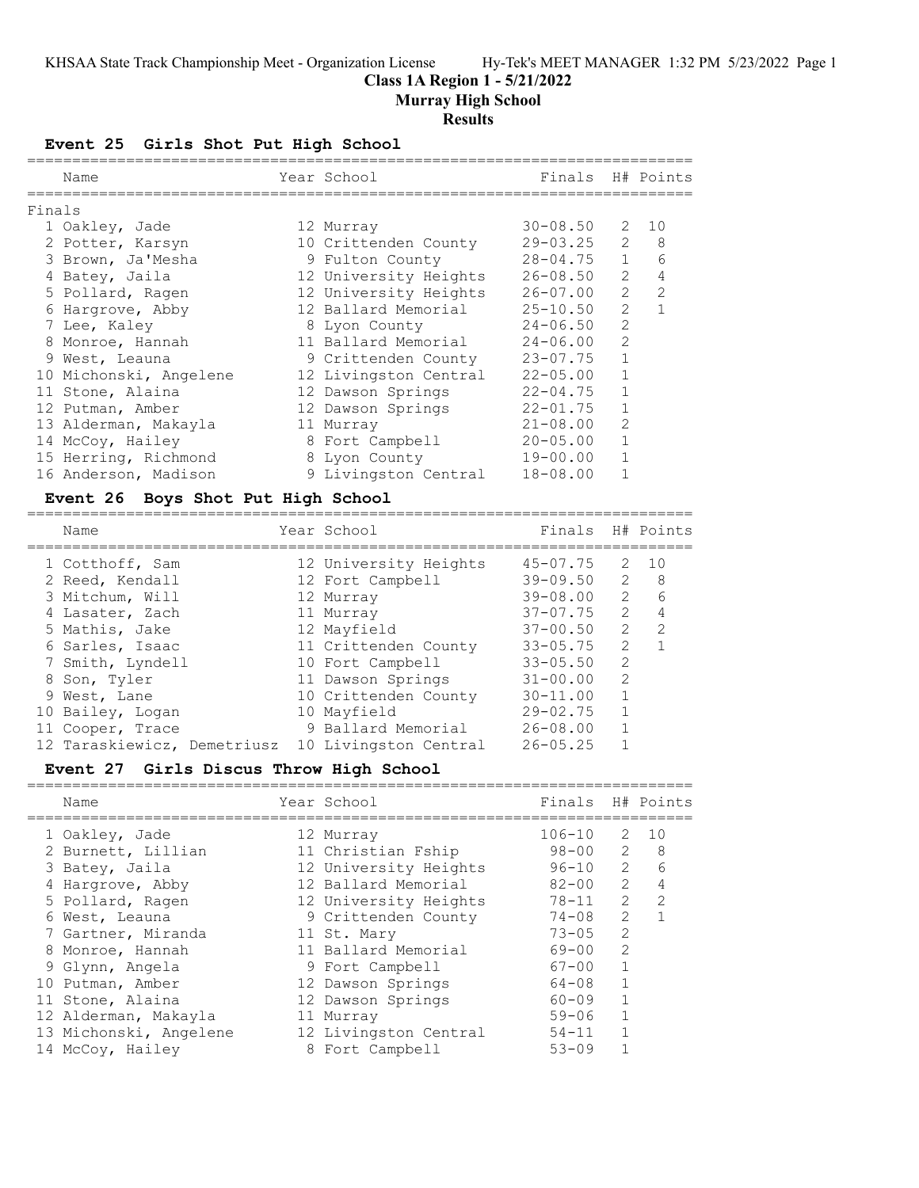**Class 1A Region 1 - 5/21/2022**

**Murray High School**

**Results**

## Event 25 Girls Shot Put High School

Finals

| Place | Name | Year | School | Finals | H# | Points |
|---|---|---|---|---|---|---|
| 1 | Oakley, Jade | 12 | Murray | 30-08.50 | 2 | 10 |
| 2 | Potter, Karsyn | 10 | Crittenden County | 29-03.25 | 2 | 8 |
| 3 | Brown, Ja'Mesha | 9 | Fulton County | 28-04.75 | 1 | 6 |
| 4 | Batey, Jaila | 12 | University Heights | 26-08.50 | 2 | 4 |
| 5 | Pollard, Ragen | 12 | University Heights | 26-07.00 | 2 | 2 |
| 6 | Hargrove, Abby | 12 | Ballard Memorial | 25-10.50 | 2 | 1 |
| 7 | Lee, Kaley | 8 | Lyon County | 24-06.50 | 2 | |
| 8 | Monroe, Hannah | 11 | Ballard Memorial | 24-06.00 | 2 | |
| 9 | West, Leauna | 9 | Crittenden County | 23-07.75 | 1 | |
| 10 | Michonski, Angelene | 12 | Livingston Central | 22-05.00 | 1 | |
| 11 | Stone, Alaina | 12 | Dawson Springs | 22-04.75 | 1 | |
| 12 | Putman, Amber | 12 | Dawson Springs | 22-01.75 | 1 | |
| 13 | Alderman, Makayla | 11 | Murray | 21-08.00 | 2 | |
| 14 | McCoy, Hailey | 8 | Fort Campbell | 20-05.00 | 1 | |
| 15 | Herring, Richmond | 8 | Lyon County | 19-00.00 | 1 | |
| 16 | Anderson, Madison | 9 | Livingston Central | 18-08.00 | 1 | |

## Event 26 Boys Shot Put High School

| Place | Name | Year | School | Finals | H# | Points |
|---|---|---|---|---|---|---|
| 1 | Cotthoff, Sam | 12 | University Heights | 45-07.75 | 2 | 10 |
| 2 | Reed, Kendall | 12 | Fort Campbell | 39-09.50 | 2 | 8 |
| 3 | Mitchum, Will | 12 | Murray | 39-08.00 | 2 | 6 |
| 4 | Lasater, Zach | 11 | Murray | 37-07.75 | 2 | 4 |
| 5 | Mathis, Jake | 12 | Mayfield | 37-00.50 | 2 | 2 |
| 6 | Sarles, Isaac | 11 | Crittenden County | 33-05.75 | 2 | 1 |
| 7 | Smith, Lyndell | 10 | Fort Campbell | 33-05.50 | 2 | |
| 8 | Son, Tyler | 11 | Dawson Springs | 31-00.00 | 2 | |
| 9 | West, Lane | 10 | Crittenden County | 30-11.00 | 1 | |
| 10 | Bailey, Logan | 10 | Mayfield | 29-02.75 | 1 | |
| 11 | Cooper, Trace | 9 | Ballard Memorial | 26-08.00 | 1 | |
| 12 | Taraskiewicz, Demetriusz | 10 | Livingston Central | 26-05.25 | 1 | |

## Event 27 Girls Discus Throw High School

| Place | Name | Year | School | Finals | H# | Points |
|---|---|---|---|---|---|---|
| 1 | Oakley, Jade | 12 | Murray | 106-10 | 2 | 10 |
| 2 | Burnett, Lillian | 11 | Christian Fship | 98-00 | 2 | 8 |
| 3 | Batey, Jaila | 12 | University Heights | 96-10 | 2 | 6 |
| 4 | Hargrove, Abby | 12 | Ballard Memorial | 82-00 | 2 | 4 |
| 5 | Pollard, Ragen | 12 | University Heights | 78-11 | 2 | 2 |
| 6 | West, Leauna | 9 | Crittenden County | 74-08 | 2 | 1 |
| 7 | Gartner, Miranda | 11 | St. Mary | 73-05 | 2 | |
| 8 | Monroe, Hannah | 11 | Ballard Memorial | 69-00 | 2 | |
| 9 | Glynn, Angela | 9 | Fort Campbell | 67-00 | 1 | |
| 10 | Putman, Amber | 12 | Dawson Springs | 64-08 | 1 | |
| 11 | Stone, Alaina | 12 | Dawson Springs | 60-09 | 1 | |
| 12 | Alderman, Makayla | 11 | Murray | 59-06 | 1 | |
| 13 | Michonski, Angelene | 12 | Livingston Central | 54-11 | 1 | |
| 14 | McCoy, Hailey | 8 | Fort Campbell | 53-09 | 1 | |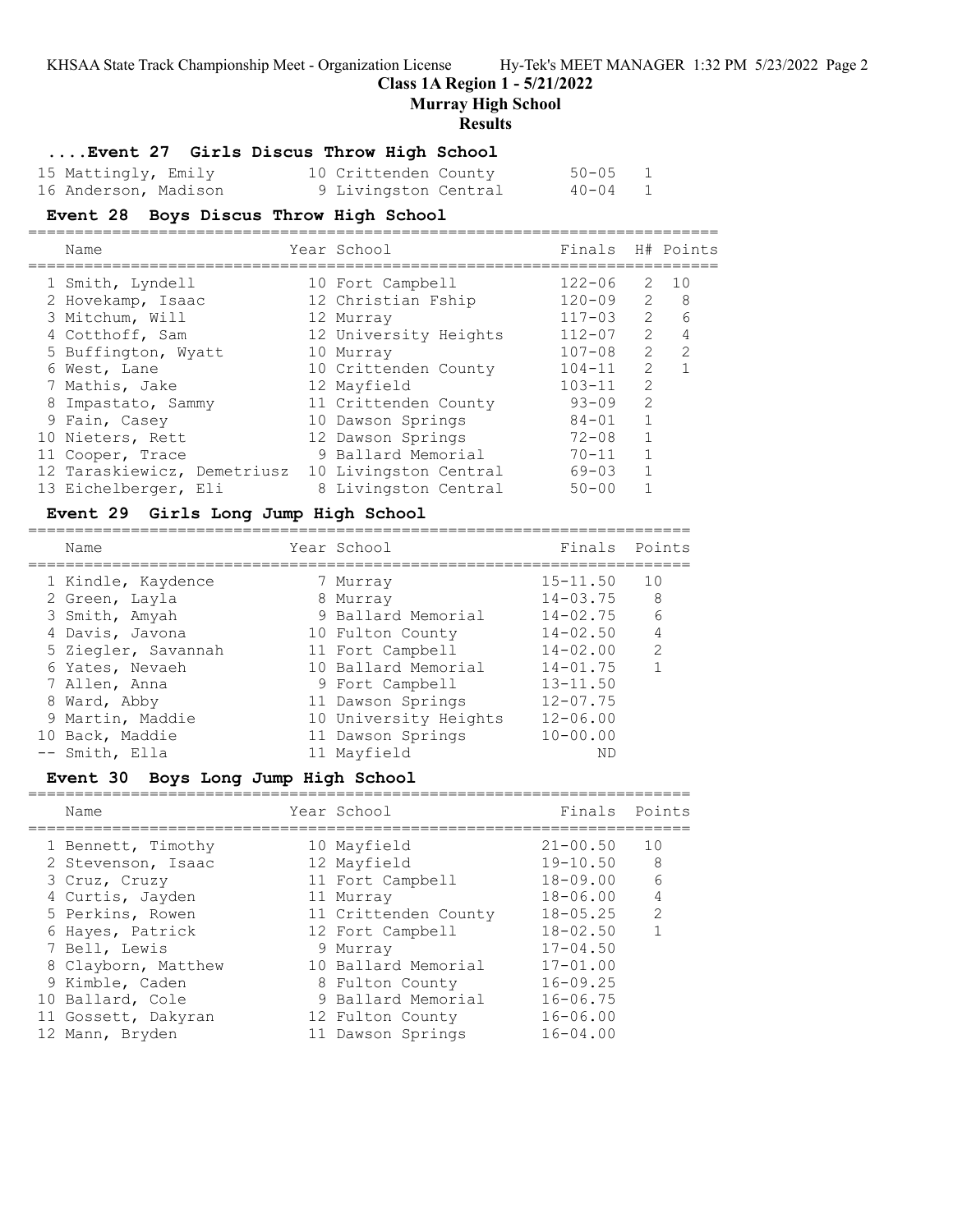## ....Event 27 Girls Discus Throw High School

| Name | Year | School | Finals | H# |
|---|---|---|---|---|
| 15 Mattingly, Emily | 10 | Crittenden County | 50-05 | 1 |
| 16 Anderson, Madison | 9 | Livingston Central | 40-04 | 1 |

## Event 28 Boys Discus Throw High School

| Name | Year | School | Finals | H# | Points |
|---|---|---|---|---|---|
| 1 Smith, Lyndell | 10 | Fort Campbell | 122-06 | 2 | 10 |
| 2 Hovekamp, Isaac | 12 | Christian Fship | 120-09 | 2 | 8 |
| 3 Mitchum, Will | 12 | Murray | 117-03 | 2 | 6 |
| 4 Cotthoff, Sam | 12 | University Heights | 112-07 | 2 | 4 |
| 5 Buffington, Wyatt | 10 | Murray | 107-08 | 2 | 2 |
| 6 West, Lane | 10 | Crittenden County | 104-11 | 2 | 1 |
| 7 Mathis, Jake | 12 | Mayfield | 103-11 | 2 | |
| 8 Impastato, Sammy | 11 | Crittenden County | 93-09 | 2 | |
| 9 Fain, Casey | 10 | Dawson Springs | 84-01 | 1 | |
| 10 Nieters, Rett | 12 | Dawson Springs | 72-08 | 1 | |
| 11 Cooper, Trace | 9 | Ballard Memorial | 70-11 | 1 | |
| 12 Taraskiewicz, Demetriusz | 10 | Livingston Central | 69-03 | 1 | |
| 13 Eichelberger, Eli | 8 | Livingston Central | 50-00 | 1 | |

## Event 29 Girls Long Jump High School

| Name | Year | School | Finals | Points |
|---|---|---|---|---|
| 1 Kindle, Kaydence | 7 | Murray | 15-11.50 | 10 |
| 2 Green, Layla | 8 | Murray | 14-03.75 | 8 |
| 3 Smith, Amyah | 9 | Ballard Memorial | 14-02.75 | 6 |
| 4 Davis, Javona | 10 | Fulton County | 14-02.50 | 4 |
| 5 Ziegler, Savannah | 11 | Fort Campbell | 14-02.00 | 2 |
| 6 Yates, Nevaeh | 10 | Ballard Memorial | 14-01.75 | 1 |
| 7 Allen, Anna | 9 | Fort Campbell | 13-11.50 | |
| 8 Ward, Abby | 11 | Dawson Springs | 12-07.75 | |
| 9 Martin, Maddie | 10 | University Heights | 12-06.00 | |
| 10 Back, Maddie | 11 | Dawson Springs | 10-00.00 | |
| -- Smith, Ella | 11 | Mayfield | ND | |

## Event 30 Boys Long Jump High School

| Name | Year | School | Finals | Points |
|---|---|---|---|---|
| 1 Bennett, Timothy | 10 | Mayfield | 21-00.50 | 10 |
| 2 Stevenson, Isaac | 12 | Mayfield | 19-10.50 | 8 |
| 3 Cruz, Cruzy | 11 | Fort Campbell | 18-09.00 | 6 |
| 4 Curtis, Jayden | 11 | Murray | 18-06.00 | 4 |
| 5 Perkins, Rowen | 11 | Crittenden County | 18-05.25 | 2 |
| 6 Hayes, Patrick | 12 | Fort Campbell | 18-02.50 | 1 |
| 7 Bell, Lewis | 9 | Murray | 17-04.50 | |
| 8 Clayborn, Matthew | 10 | Ballard Memorial | 17-01.00 | |
| 9 Kimble, Caden | 8 | Fulton County | 16-09.25 | |
| 10 Ballard, Cole | 9 | Ballard Memorial | 16-06.75 | |
| 11 Gossett, Dakyran | 12 | Fulton County | 16-06.00 | |
| 12 Mann, Bryden | 11 | Dawson Springs | 16-04.00 | |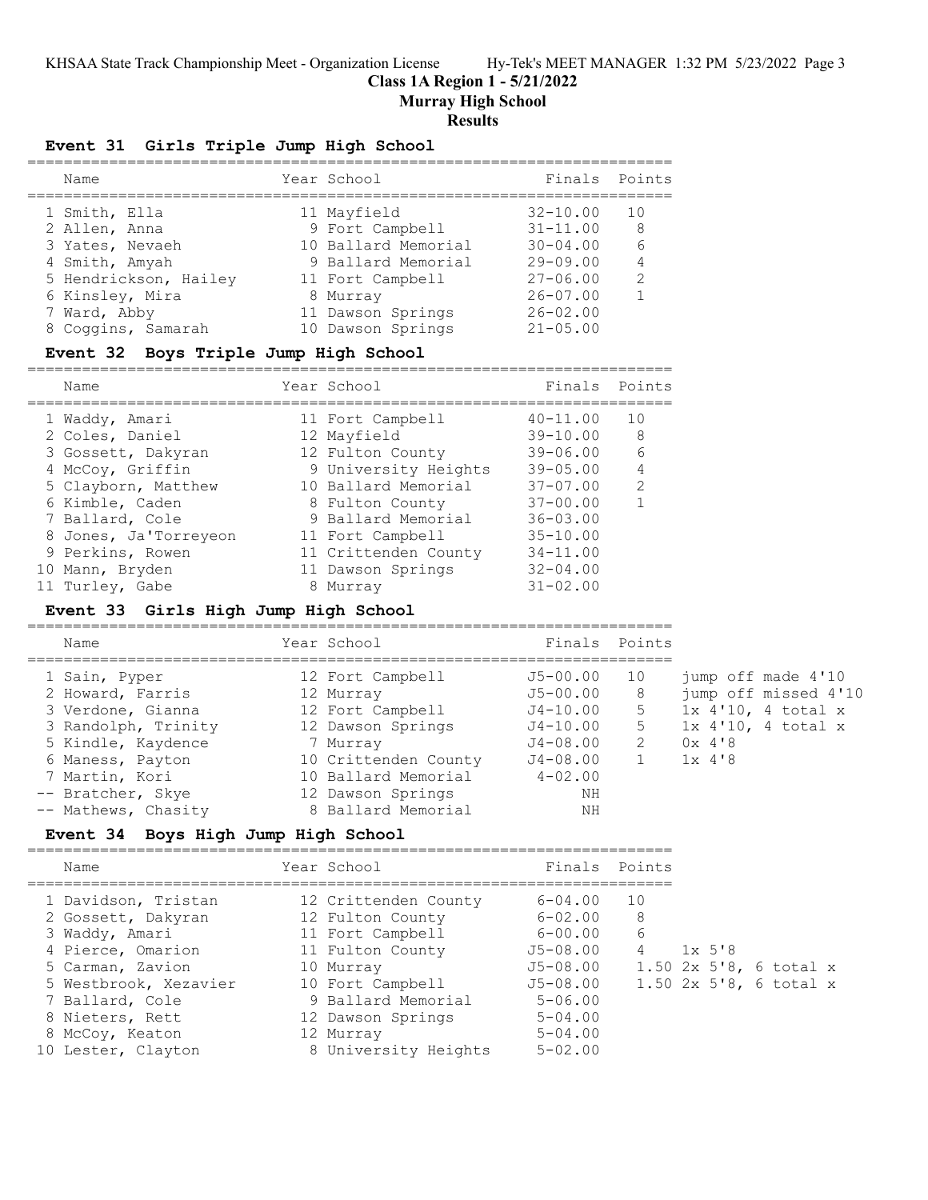Class 1A Region 1 - 5/21/2022

Murray High School

Results

### Event 31 Girls Triple Jump High School

| Name | Year | School | Finals | Points |
|---|---|---|---|---|
| 1 Smith, Ella | 11 | Mayfield | 32-10.00 | 10 |
| 2 Allen, Anna | 9 | Fort Campbell | 31-11.00 | 8 |
| 3 Yates, Nevaeh | 10 | Ballard Memorial | 30-04.00 | 6 |
| 4 Smith, Amyah | 9 | Ballard Memorial | 29-09.00 | 4 |
| 5 Hendrickson, Hailey | 11 | Fort Campbell | 27-06.00 | 2 |
| 6 Kinsley, Mira | 8 | Murray | 26-07.00 | 1 |
| 7 Ward, Abby | 11 | Dawson Springs | 26-02.00 | |
| 8 Coggins, Samarah | 10 | Dawson Springs | 21-05.00 | |

### Event 32 Boys Triple Jump High School

| Name | Year | School | Finals | Points |
|---|---|---|---|---|
| 1 Waddy, Amari | 11 | Fort Campbell | 40-11.00 | 10 |
| 2 Coles, Daniel | 12 | Mayfield | 39-10.00 | 8 |
| 3 Gossett, Dakyran | 12 | Fulton County | 39-06.00 | 6 |
| 4 McCoy, Griffin | 9 | University Heights | 39-05.00 | 4 |
| 5 Clayborn, Matthew | 10 | Ballard Memorial | 37-07.00 | 2 |
| 6 Kimble, Caden | 8 | Fulton County | 37-00.00 | 1 |
| 7 Ballard, Cole | 9 | Ballard Memorial | 36-03.00 | |
| 8 Jones, Ja'Torreyeon | 11 | Fort Campbell | 35-10.00 | |
| 9 Perkins, Rowen | 11 | Crittenden County | 34-11.00 | |
| 10 Mann, Bryden | 11 | Dawson Springs | 32-04.00 | |
| 11 Turley, Gabe | 8 | Murray | 31-02.00 | |

### Event 33 Girls High Jump High School

| Name | Year | School | Finals | Points | |
|---|---|---|---|---|---|
| 1 Sain, Pyper | 12 | Fort Campbell | J5-00.00 | 10 | jump off made 4'10 |
| 2 Howard, Farris | 12 | Murray | J5-00.00 | 8 | jump off missed 4'10 |
| 3 Verdone, Gianna | 12 | Fort Campbell | J4-10.00 | 5 | 1x 4'10, 4 total x |
| 3 Randolph, Trinity | 12 | Dawson Springs | J4-10.00 | 5 | 1x 4'10, 4 total x |
| 5 Kindle, Kaydence | 7 | Murray | J4-08.00 | 2 | 0x 4'8 |
| 6 Maness, Payton | 10 | Crittenden County | J4-08.00 | 1 | 1x 4'8 |
| 7 Martin, Kori | 10 | Ballard Memorial | 4-02.00 | | |
| -- Bratcher, Skye | 12 | Dawson Springs | NH | | |
| -- Mathews, Chasity | 8 | Ballard Memorial | NH | | |

### Event 34 Boys High Jump High School

| Name | Year | School | Finals | Points | |
|---|---|---|---|---|---|
| 1 Davidson, Tristan | 12 | Crittenden County | 6-04.00 | 10 | |
| 2 Gossett, Dakyran | 12 | Fulton County | 6-02.00 | 8 | |
| 3 Waddy, Amari | 11 | Fort Campbell | 6-00.00 | 6 | |
| 4 Pierce, Omarion | 11 | Fulton County | J5-08.00 | 4 | 1x 5'8 |
| 5 Carman, Zavion | 10 | Murray | J5-08.00 | 1.50 | 2x 5'8, 6 total x |
| 5 Westbrook, Xezavier | 10 | Fort Campbell | J5-08.00 | 1.50 | 2x 5'8, 6 total x |
| 7 Ballard, Cole | 9 | Ballard Memorial | 5-06.00 | | |
| 8 Nieters, Rett | 12 | Dawson Springs | 5-04.00 | | |
| 8 McCoy, Keaton | 12 | Murray | 5-04.00 | | |
| 10 Lester, Clayton | 8 | University Heights | 5-02.00 | | |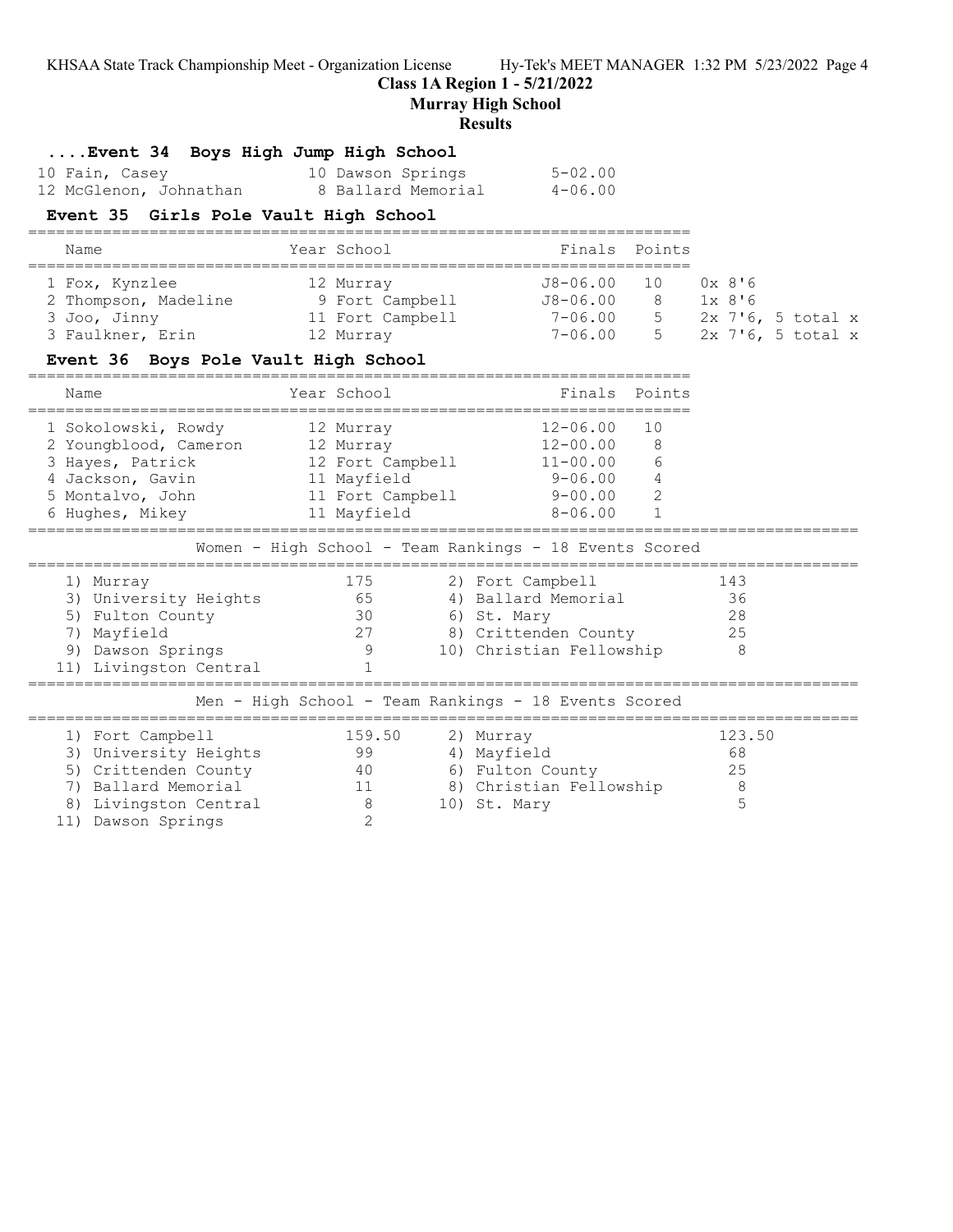## ....Event 34 Boys High Jump High School

| | | | |
|---|---|---|---|
| 10 | Fain, Casey | 10 Dawson Springs | 5-02.00 |
| 12 | McGlenon, Johnathan | 8 Ballard Memorial | 4-06.00 |

## Event 35 Girls Pole Vault High School

| | Name | Year School | Finals | Points | |
|---|---|---|---|---|---|
| 1 | Fox, Kynzlee | 12 Murray | J8-06.00 | 10 | 0x 8'6 |
| 2 | Thompson, Madeline | 9 Fort Campbell | J8-06.00 | 8 | 1x 8'6 |
| 3 | Joo, Jinny | 11 Fort Campbell | 7-06.00 | 5 | 2x 7'6, 5 total x |
| 3 | Faulkner, Erin | 12 Murray | 7-06.00 | 5 | 2x 7'6, 5 total x |

## Event 36 Boys Pole Vault High School

| | Name | Year School | Finals | Points |
|---|---|---|---|---|
| 1 | Sokolowski, Rowdy | 12 Murray | 12-06.00 | 10 |
| 2 | Youngblood, Cameron | 12 Murray | 12-00.00 | 8 |
| 3 | Hayes, Patrick | 12 Fort Campbell | 11-00.00 | 6 |
| 4 | Jackson, Gavin | 11 Mayfield | 9-06.00 | 4 |
| 5 | Montalvo, John | 11 Fort Campbell | 9-00.00 | 2 |
| 6 | Hughes, Mikey | 11 Mayfield | 8-06.00 | 1 |

### Women - High School - Team Rankings - 18 Events Scored

| | | | |
|---|---|---|---|
| 1) Murray | 175 | 2) Fort Campbell | 143 |
| 3) University Heights | 65 | 4) Ballard Memorial | 36 |
| 5) Fulton County | 30 | 6) St. Mary | 28 |
| 7) Mayfield | 27 | 8) Crittenden County | 25 |
| 9) Dawson Springs | 9 | 10) Christian Fellowship | 8 |
| 11) Livingston Central | 1 | | |

### Men - High School - Team Rankings - 18 Events Scored

| | | | |
|---|---|---|---|
| 1) Fort Campbell | 159.50 | 2) Murray | 123.50 |
| 3) University Heights | 99 | 4) Mayfield | 68 |
| 5) Crittenden County | 40 | 6) Fulton County | 25 |
| 7) Ballard Memorial | 11 | 8) Christian Fellowship | 8 |
| 8) Livingston Central | 8 | 10) St. Mary | 5 |
| 11) Dawson Springs | 2 | | |